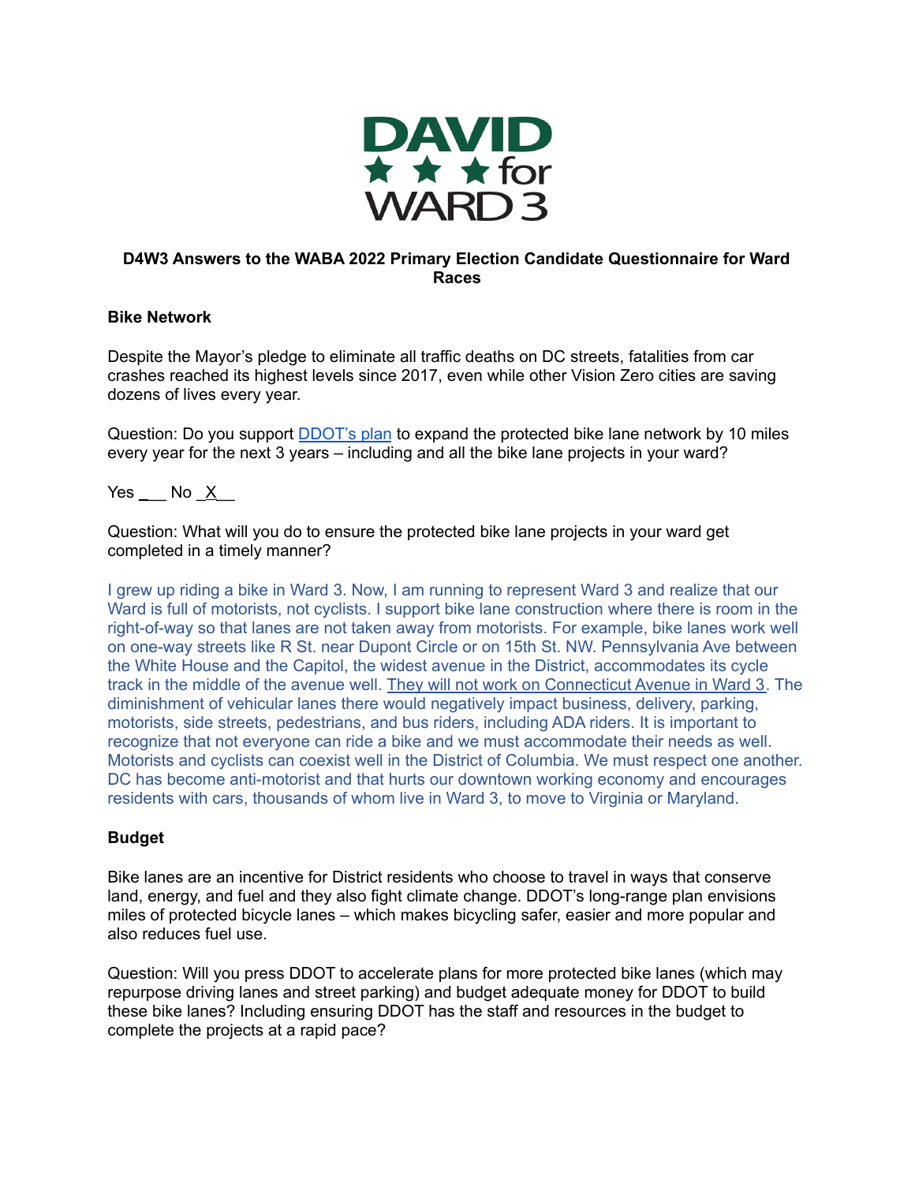DAVID ★ ★ ★ for WARD 3

**D4W3 Answers to the WABA 2022 Primary Election Candidate Questionnaire for Ward Races**

**Bike Network**

Despite the Mayor's pledge to eliminate all traffic deaths on DC streets, fatalities from car crashes reached its highest levels since 2017, even while other Vision Zero cities are saving dozens of lives every year.

Question: Do you support [DDOT's plan](#) to expand the protected bike lane network by 10 miles every year for the next 3 years – including and all the bike lane projects in your ward?

Yes ___ No _X__

Question: What will you do to ensure the protected bike lane projects in your ward get completed in a timely manner?

I grew up riding a bike in Ward 3. Now, I am running to represent Ward 3 and realize that our Ward is full of motorists, not cyclists. I support bike lane construction where there is room in the right-of-way so that lanes are not taken away from motorists. For example, bike lanes work well on one-way streets like R St. near Dupont Circle or on 15th St. NW. Pennsylvania Ave between the White House and the Capitol, the widest avenue in the District, accommodates its cycle track in the middle of the avenue well. They will not work on Connecticut Avenue in Ward 3. The diminishment of vehicular lanes there would negatively impact business, delivery, parking, motorists, side streets, pedestrians, and bus riders, including ADA riders. It is important to recognize that not everyone can ride a bike and we must accommodate their needs as well. Motorists and cyclists can coexist well in the District of Columbia. We must respect one another. DC has become anti-motorist and that hurts our downtown working economy and encourages residents with cars, thousands of whom live in Ward 3, to move to Virginia or Maryland.

**Budget**

Bike lanes are an incentive for District residents who choose to travel in ways that conserve land, energy, and fuel and they also fight climate change. DDOT's long-range plan envisions miles of protected bicycle lanes – which makes bicycling safer, easier and more popular and also reduces fuel use.

Question: Will you press DDOT to accelerate plans for more protected bike lanes (which may repurpose driving lanes and street parking) and budget adequate money for DDOT to build these bike lanes? Including ensuring DDOT has the staff and resources in the budget to complete the projects at a rapid pace?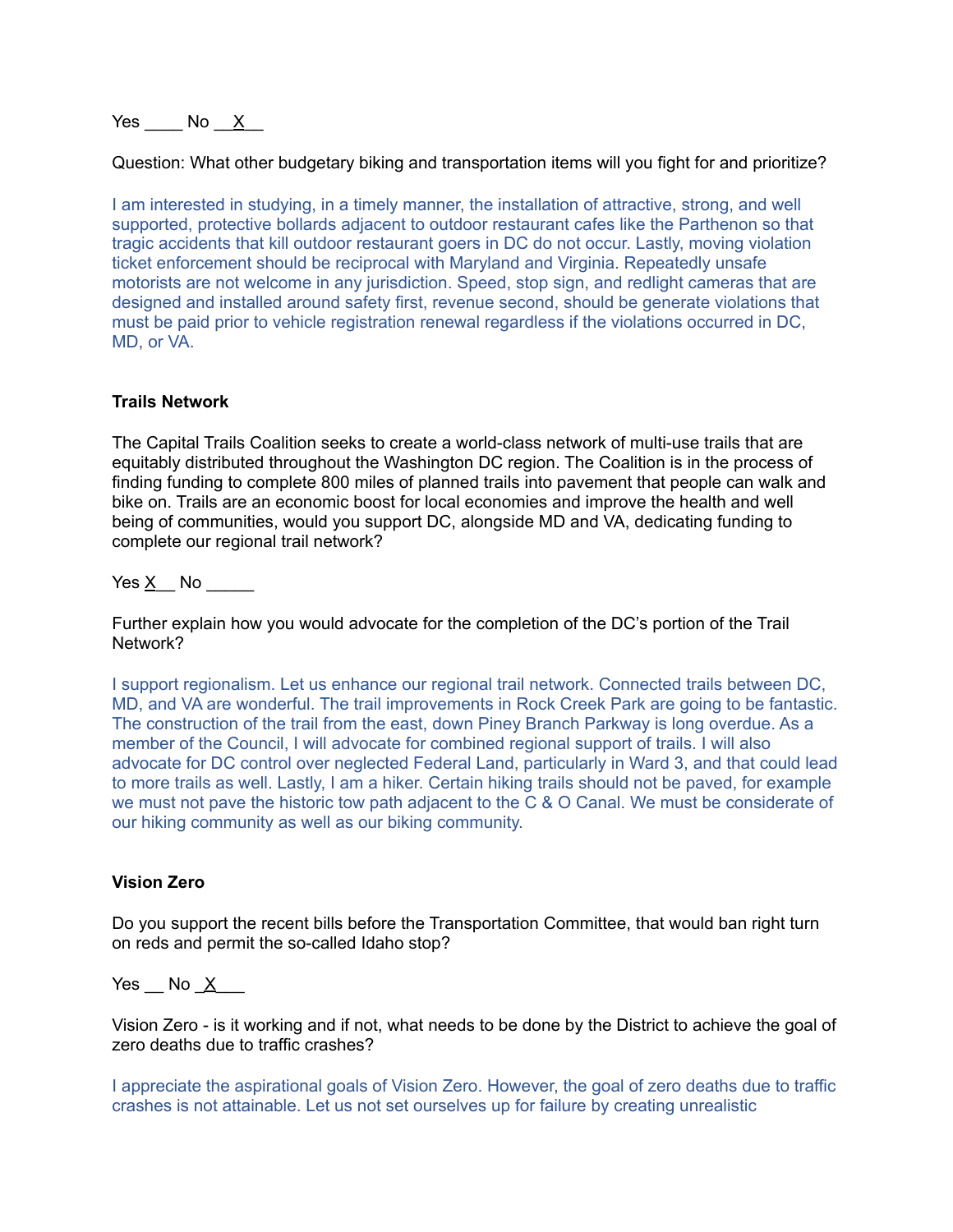Yes ____ No __X__

Question: What other budgetary biking and transportation items will you fight for and prioritize?

I am interested in studying, in a timely manner, the installation of attractive, strong, and well supported, protective bollards adjacent to outdoor restaurant cafes like the Parthenon so that tragic accidents that kill outdoor restaurant goers in DC do not occur. Lastly, moving violation ticket enforcement should be reciprocal with Maryland and Virginia. Repeatedly unsafe motorists are not welcome in any jurisdiction. Speed, stop sign, and redlight cameras that are designed and installed around safety first, revenue second, should be generate violations that must be paid prior to vehicle registration renewal regardless if the violations occurred in DC, MD, or VA.

**Trails Network**

The Capital Trails Coalition seeks to create a world-class network of multi-use trails that are equitably distributed throughout the Washington DC region. The Coalition is in the process of finding funding to complete 800 miles of planned trails into pavement that people can walk and bike on. Trails are an economic boost for local economies and improve the health and well being of communities, would you support DC, alongside MD and VA, dedicating funding to complete our regional trail network?

Yes X__ No _____

Further explain how you would advocate for the completion of the DC's portion of the Trail Network?

I support regionalism. Let us enhance our regional trail network. Connected trails between DC, MD, and VA are wonderful. The trail improvements in Rock Creek Park are going to be fantastic. The construction of the trail from the east, down Piney Branch Parkway is long overdue. As a member of the Council, I will advocate for combined regional support of trails. I will also advocate for DC control over neglected Federal Land, particularly in Ward 3, and that could lead to more trails as well. Lastly, I am a hiker. Certain hiking trails should not be paved, for example we must not pave the historic tow path adjacent to the C & O Canal. We must be considerate of our hiking community as well as our biking community.

**Vision Zero**

Do you support the recent bills before the Transportation Committee, that would ban right turn on reds and permit the so-called Idaho stop?

Yes __ No _X___

Vision Zero - is it working and if not, what needs to be done by the District to achieve the goal of zero deaths due to traffic crashes?

I appreciate the aspirational goals of Vision Zero. However, the goal of zero deaths due to traffic crashes is not attainable. Let us not set ourselves up for failure by creating unrealistic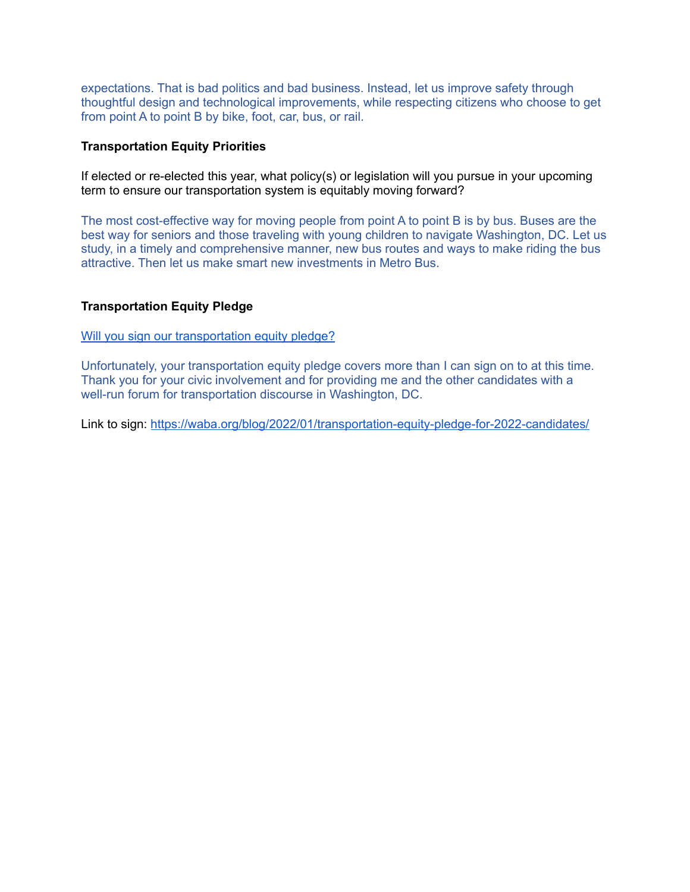expectations. That is bad politics and bad business. Instead, let us improve safety through thoughtful design and technological improvements, while respecting citizens who choose to get from point A to point B by bike, foot, car, bus, or rail.

**Transportation Equity Priorities**

If elected or re-elected this year, what policy(s) or legislation will you pursue in your upcoming term to ensure our transportation system is equitably moving forward?

The most cost-effective way for moving people from point A to point B is by bus. Buses are the best way for seniors and those traveling with young children to navigate Washington, DC. Let us study, in a timely and comprehensive manner, new bus routes and ways to make riding the bus attractive. Then let us make smart new investments in Metro Bus.

**Transportation Equity Pledge**

[Will you sign our transportation equity pledge?](https://waba.org/blog/2022/01/transportation-equity-pledge-for-2022-candidates/)

Unfortunately, your transportation equity pledge covers more than I can sign on to at this time. Thank you for your civic involvement and for providing me and the other candidates with a well-run forum for transportation discourse in Washington, DC.

Link to sign: https://waba.org/blog/2022/01/transportation-equity-pledge-for-2022-candidates/